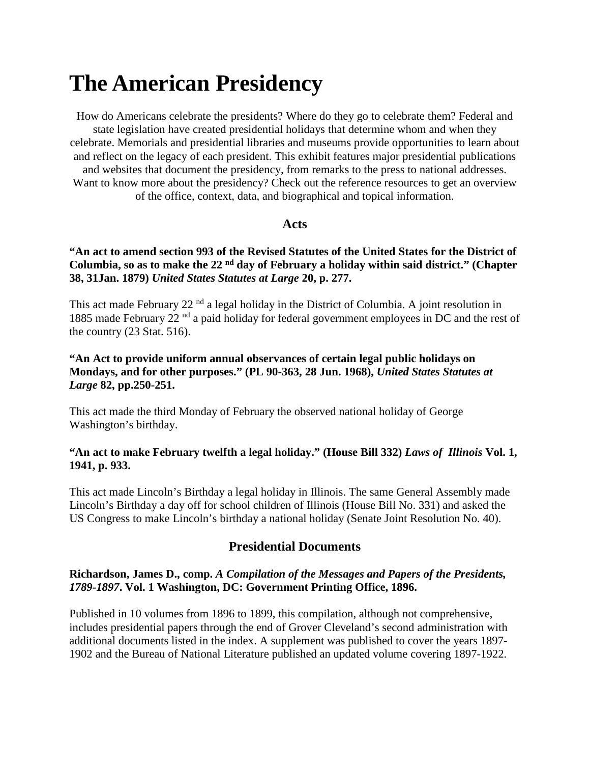# The American Presidency

How do Americans celebrate the presidents? Where do they go to celebrate them? Federal and state legislation have created presidential holidays that determine whom and when they celebrate. Memorials and presidential libraries and museums provide opportunities to learn about and reflect on the legacy of each president. This exhibit features major presidential publications and websites that document the presidency, from remarks to the press to national addresses. Want to know more about the presidency? Check out the reference resources to get an overview of the office, context, data, and biographical and topical information.

### Acts

**"An act to amend section 993 of the Revised Statutes of the United States for the District of Columbia, so as to make the 22 nd day of February a holiday within said district." (Chapter 38, 31Jan. 1879) *United States Statutes at Large* 20, p. 277.**

This act made February 22 nd a legal holiday in the District of Columbia. A joint resolution in 1885 made February 22 nd a paid holiday for federal government employees in DC and the rest of the country (23 Stat. 516).

**"An Act to provide uniform annual observances of certain legal public holidays on Mondays, and for other purposes." (PL 90-363, 28 Jun. 1968), *United States Statutes at Large* 82, pp.250-251.**

This act made the third Monday of February the observed national holiday of George Washington's birthday.

**"An act to make February twelfth a legal holiday." (House Bill 332) *Laws of Illinois* Vol. 1, 1941, p. 933.**

This act made Lincoln's Birthday a legal holiday in Illinois. The same General Assembly made Lincoln's Birthday a day off for school children of Illinois (House Bill No. 331) and asked the US Congress to make Lincoln's birthday a national holiday (Senate Joint Resolution No. 40).

## Presidential Documents

**Richardson, James D., comp. *A Compilation of the Messages and Papers of the Presidents, 1789-1897*. Vol. 1 Washington, DC: Government Printing Office, 1896.**

Published in 10 volumes from 1896 to 1899, this compilation, although not comprehensive, includes presidential papers through the end of Grover Cleveland's second administration with additional documents listed in the index. A supplement was published to cover the years 1897-1902 and the Bureau of National Literature published an updated volume covering 1897-1922.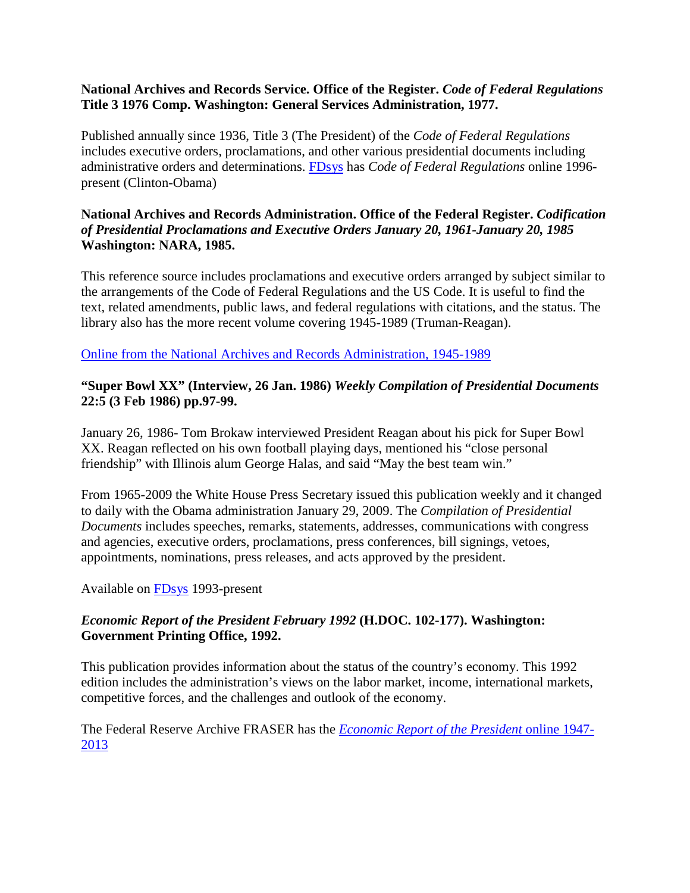**National Archives and Records Service. Office of the Register. *Code of Federal Regulations* Title 3 1976 Comp. Washington: General Services Administration, 1977.**

Published annually since 1936, Title 3 (The President) of the *Code of Federal Regulations* includes executive orders, proclamations, and other various presidential documents including administrative orders and determinations. [FDsys]() has *Code of Federal Regulations* online 1996-present (Clinton-Obama)

**National Archives and Records Administration. Office of the Federal Register. *Codification of Presidential Proclamations and Executive Orders January 20, 1961-January 20, 1985* Washington: NARA, 1985.**

This reference source includes proclamations and executive orders arranged by subject similar to the arrangements of the Code of Federal Regulations and the US Code. It is useful to find the text, related amendments, public laws, and federal regulations with citations, and the status. The library also has the more recent volume covering 1945-1989 (Truman-Reagan).

[Online from the National Archives and Records Administration, 1945-1989]()

**"Super Bowl XX" (Interview, 26 Jan. 1986) *Weekly Compilation of Presidential Documents* 22:5 (3 Feb 1986) pp.97-99.**

January 26, 1986- Tom Brokaw interviewed President Reagan about his pick for Super Bowl XX. Reagan reflected on his own football playing days, mentioned his "close personal friendship" with Illinois alum George Halas, and said "May the best team win."

From 1965-2009 the White House Press Secretary issued this publication weekly and it changed to daily with the Obama administration January 29, 2009. The *Compilation of Presidential Documents* includes speeches, remarks, statements, addresses, communications with congress and agencies, executive orders, proclamations, press conferences, bill signings, vetoes, appointments, nominations, press releases, and acts approved by the president.

Available on [FDsys]() 1993-present

***Economic Report of the President February 1992* (H.DOC. 102-177). Washington: Government Printing Office, 1992.**

This publication provides information about the status of the country's economy. This 1992 edition includes the administration's views on the labor market, income, international markets, competitive forces, and the challenges and outlook of the economy.

The Federal Reserve Archive FRASER has the [*Economic Report of the President* online 1947-2013]()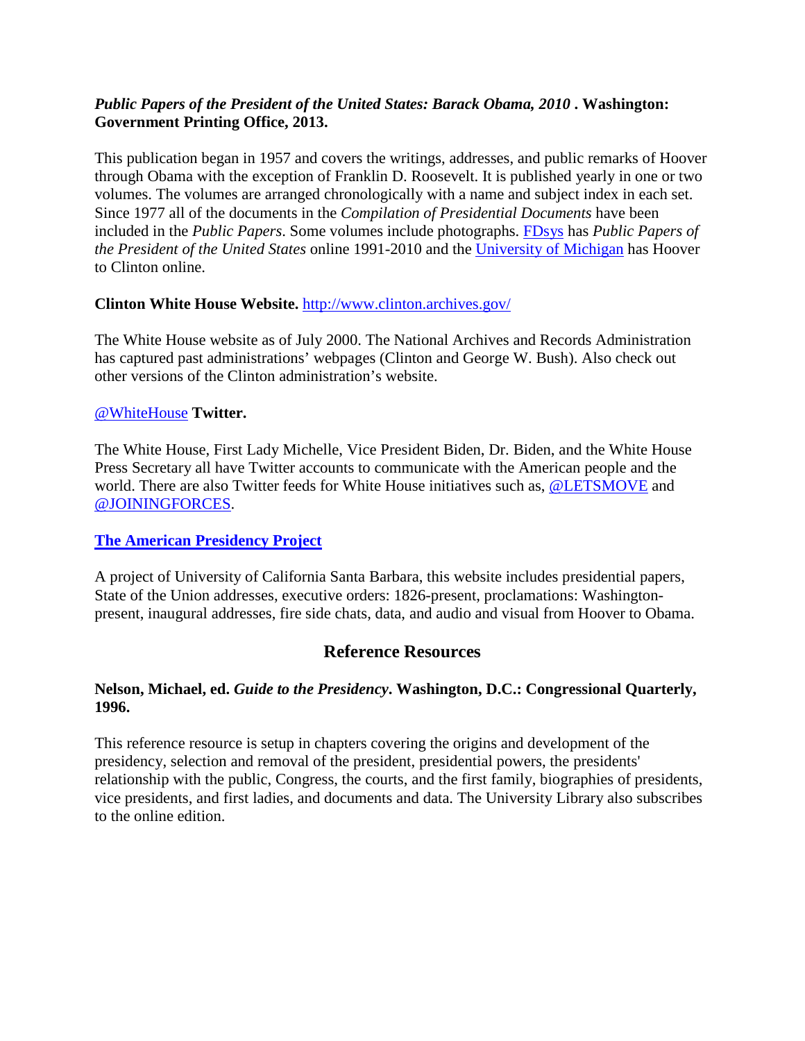***Public Papers of the President of the United States: Barack Obama, 2010* . Washington: Government Printing Office, 2013.**

This publication began in 1957 and covers the writings, addresses, and public remarks of Hoover through Obama with the exception of Franklin D. Roosevelt. It is published yearly in one or two volumes. The volumes are arranged chronologically with a name and subject index in each set. Since 1977 all of the documents in the *Compilation of Presidential Documents* have been included in the *Public Papers*. Some volumes include photographs. FDsys has *Public Papers of the President of the United States* online 1991-2010 and the University of Michigan has Hoover to Clinton online.

**Clinton White House Website.** http://www.clinton.archives.gov/

The White House website as of July 2000. The National Archives and Records Administration has captured past administrations' webpages (Clinton and George W. Bush). Also check out other versions of the Clinton administration's website.

@WhiteHouse **Twitter.**

The White House, First Lady Michelle, Vice President Biden, Dr. Biden, and the White House Press Secretary all have Twitter accounts to communicate with the American people and the world. There are also Twitter feeds for White House initiatives such as, @LETSMOVE and @JOININGFORCES.

**The American Presidency Project**

A project of University of California Santa Barbara, this website includes presidential papers, State of the Union addresses, executive orders: 1826-present, proclamations: Washington-present, inaugural addresses, fire side chats, data, and audio and visual from Hoover to Obama.

## Reference Resources

**Nelson, Michael, ed. *Guide to the Presidency*. Washington, D.C.: Congressional Quarterly, 1996.**

This reference resource is setup in chapters covering the origins and development of the presidency, selection and removal of the president, presidential powers, the presidents' relationship with the public, Congress, the courts, and the first family, biographies of presidents, vice presidents, and first ladies, and documents and data. The University Library also subscribes to the online edition.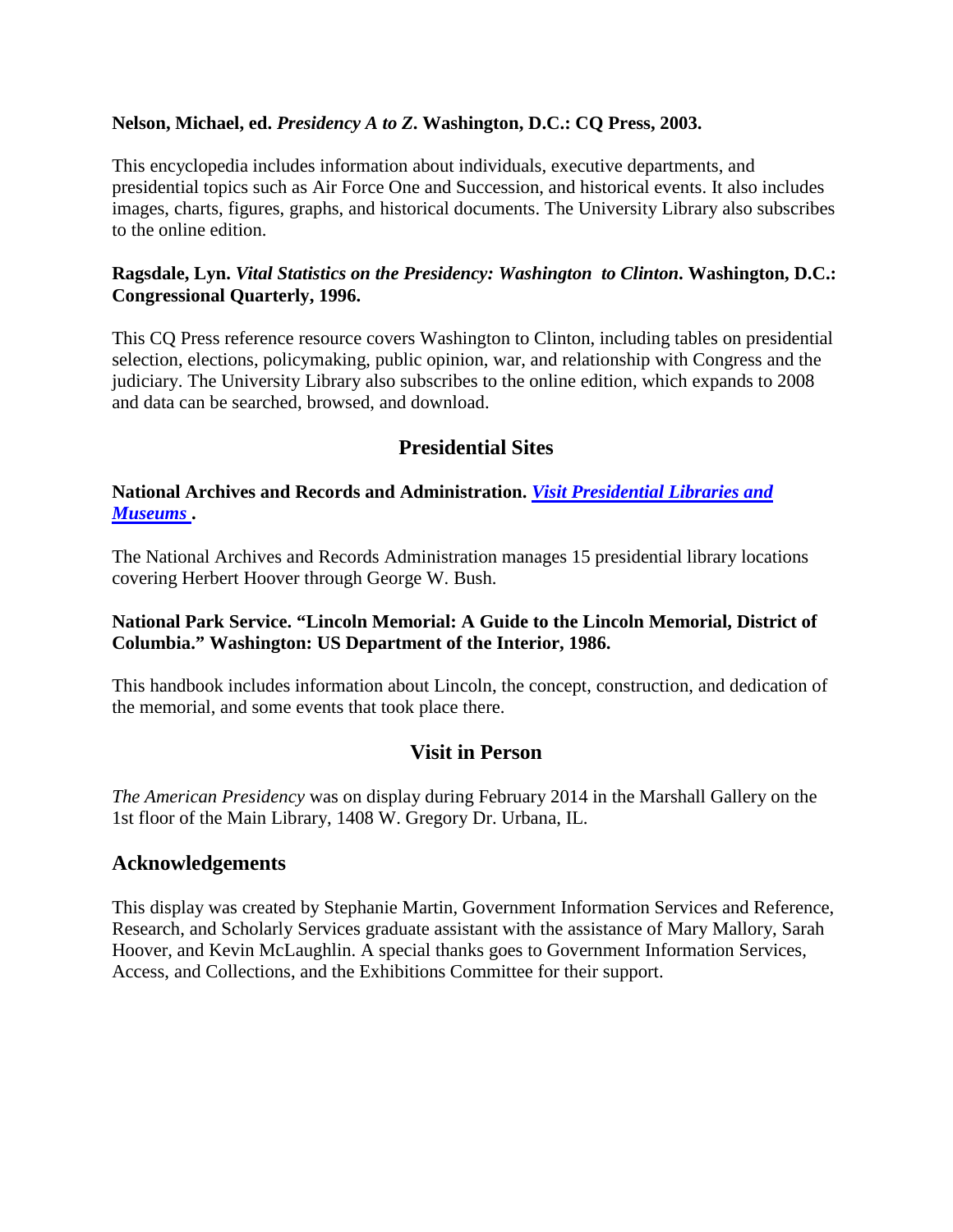**Nelson, Michael, ed. *Presidency A to Z*. Washington, D.C.: CQ Press, 2003.**

This encyclopedia includes information about individuals, executive departments, and presidential topics such as Air Force One and Succession, and historical events. It also includes images, charts, figures, graphs, and historical documents. The University Library also subscribes to the online edition.

**Ragsdale, Lyn. *Vital Statistics on the Presidency: Washington to Clinton*. Washington, D.C.: Congressional Quarterly, 1996.**

This CQ Press reference resource covers Washington to Clinton, including tables on presidential selection, elections, policymaking, public opinion, war, and relationship with Congress and the judiciary. The University Library also subscribes to the online edition, which expands to 2008 and data can be searched, browsed, and download.

## Presidential Sites

**National Archives and Records and Administration. *Visit Presidential Libraries and Museums* .**

The National Archives and Records Administration manages 15 presidential library locations covering Herbert Hoover through George W. Bush.

**National Park Service. "Lincoln Memorial: A Guide to the Lincoln Memorial, District of Columbia." Washington: US Department of the Interior, 1986.**

This handbook includes information about Lincoln, the concept, construction, and dedication of the memorial, and some events that took place there.

## Visit in Person

*The American Presidency* was on display during February 2014 in the Marshall Gallery on the 1st floor of the Main Library, 1408 W. Gregory Dr. Urbana, IL.

## Acknowledgements

This display was created by Stephanie Martin, Government Information Services and Reference, Research, and Scholarly Services graduate assistant with the assistance of Mary Mallory, Sarah Hoover, and Kevin McLaughlin. A special thanks goes to Government Information Services, Access, and Collections, and the Exhibitions Committee for their support.